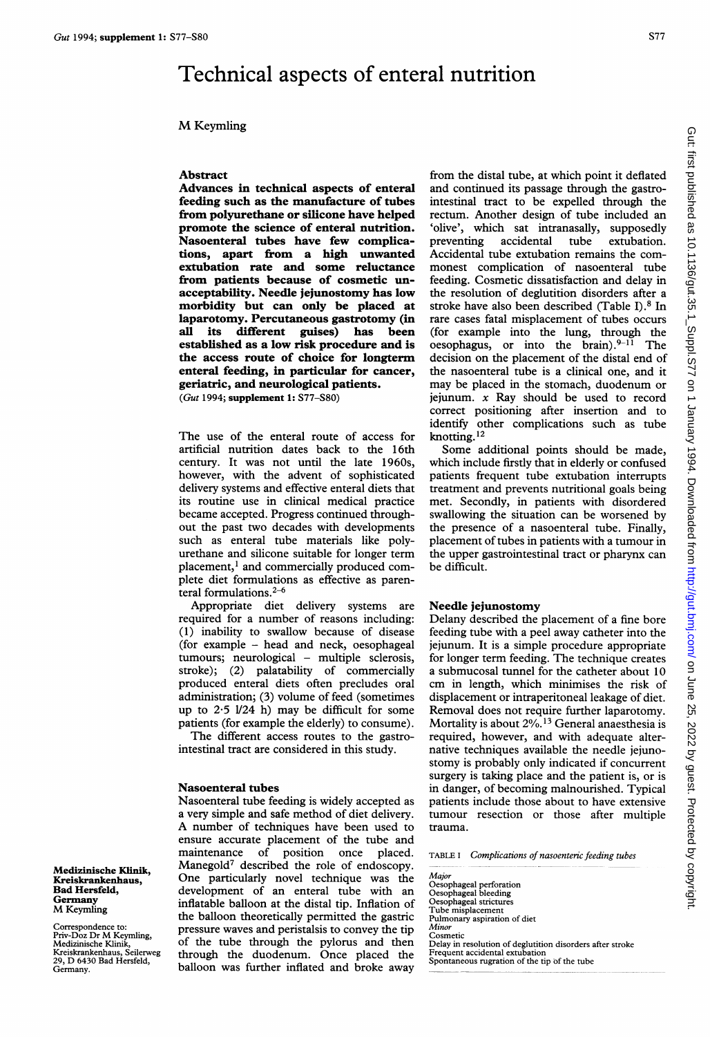# Technical aspects of enteral nutrition

M Keymling

Medizinische Klinik, Kreiskrankenhaus, Bad Hersfeld, Germany
M Keymling

Correspondence to: Priv-Doz Dr M Keymling, Medizinische Klinik, Kreiskrankenhaus, Seilerweg 29, D 6430 Bad Hersfeld, Germany.

## Abstract

**Advances in technical aspects of enteral feeding such as the manufacture of tubes from polyurethane or silicone have helped promote the science of enteral nutrition. Nasoenteral tubes have few complications, apart from a high unwanted extubation rate and some reluctance from patients because of cosmetic unacceptability. Needle jejunostomy has low morbidity but can only be placed at laparotomy. Percutaneous gastrotomy (in all its different guises) has been established as a low risk procedure and is the access route of choice for longterm enteral feeding, in particular for cancer, geriatric, and neurological patients.**

(*Gut* 1994; **supplement 1:** S77–S80)

The use of the enteral route of access for artificial nutrition dates back to the 16th century. It was not until the late 1960s, however, with the advent of sophisticated delivery systems and effective enteral diets that its routine use in clinical medical practice became accepted. Progress continued throughout the past two decades with developments such as enteral tube materials like polyurethane and silicone suitable for longer term placement,[1] and commercially produced complete diet formulations as effective as parenteral formulations.[2–6]

Appropriate diet delivery systems are required for a number of reasons including: (1) inability to swallow because of disease (for example – head and neck, oesophageal tumours; neurological – multiple sclerosis, stroke); (2) palatability of commercially produced enteral diets often precludes oral administration; (3) volume of feed (sometimes up to 2·5 l/24 h) may be difficult for some patients (for example the elderly) to consume).

The different access routes to the gastrointestinal tract are considered in this study.

## Nasoenteral tubes

Nasoenteral tube feeding is widely accepted as a very simple and safe method of diet delivery. A number of techniques have been used to ensure accurate placement of the tube and maintenance of position once placed. Manegold[7] described the role of endoscopy. One particularly novel technique was the development of an enteral tube with an inflatable balloon at the distal tip. Inflation of the balloon theoretically permitted the gastric pressure waves and peristalsis to convey the tip of the tube through the pylorus and then through the duodenum. Once placed the balloon was further inflated and broke away from the distal tube, at which point it deflated and continued its passage through the gastrointestinal tract to be expelled through the rectum. Another design of tube included an 'olive', which sat intranasally, supposedly preventing accidental tube extubation. Accidental tube extubation remains the commonest complication of nasoenteral tube feeding. Cosmetic dissatisfaction and delay in the resolution of deglutition disorders after a stroke have also been described (Table I).[8] In rare cases fatal misplacement of tubes occurs (for example into the lung, through the oesophagus, or into the brain).[9–11] The decision on the placement of the distal end of the nasoenteral tube is a clinical one, and it may be placed in the stomach, duodenum or jejunum. *x* Ray should be used to record correct positioning after insertion and to identify other complications such as tube knotting.[12]

Some additional points should be made, which include firstly that in elderly or confused patients frequent tube extubation interrupts treatment and prevents nutritional goals being met. Secondly, in patients with disordered swallowing the situation can be worsened by the presence of a nasoenteral tube. Finally, placement of tubes in patients with a tumour in the upper gastrointestinal tract or pharynx can be difficult.

## Needle jejunostomy

Delany described the placement of a fine bore feeding tube with a peel away catheter into the jejunum. It is a simple procedure appropriate for longer term feeding. The technique creates a submucosal tunnel for the catheter about 10 cm in length, which minimises the risk of displacement or intraperitoneal leakage of diet. Removal does not require further laparotomy. Mortality is about 2%.[13] General anaesthesia is required, however, and with adequate alternative techniques available the needle jejunostomy is probably only indicated if concurrent surgery is taking place and the patient is, or is in danger, of becoming malnourished. Typical patients include those about to have extensive tumour resection or those after multiple trauma.

TABLE I *Complications of nasoenteric feeding tubes*

| |
|---|
| *Major* |
| Oesophageal perforation |
| Oesophageal bleeding |
| Oesophageal strictures |
| Tube misplacement |
| Pulmonary aspiration of diet |
| *Minor* |
| Cosmetic |
| Delay in resolution of deglutition disorders after stroke |
| Frequent accidental extubation |
| Spontaneous rugration of the tip of the tube |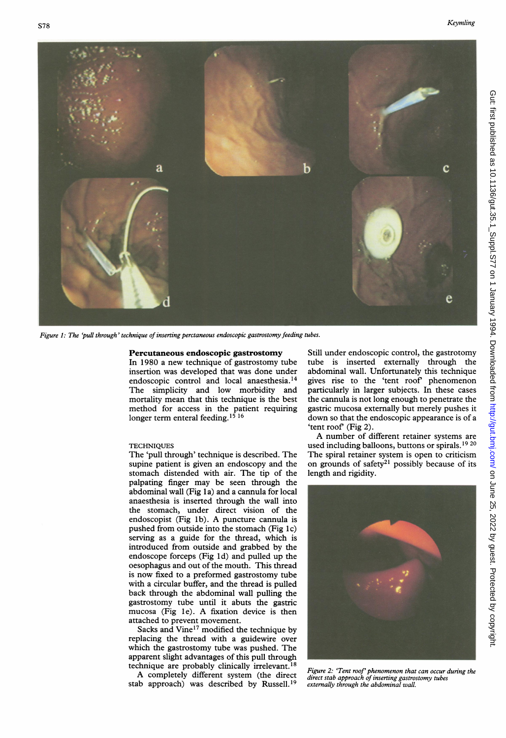Figure 1: The 'pull through' technique of inserting perctaneous endoscopic gastrostomy feeding tubes.

## Percutaneous endoscopic gastrostomy

In 1980 a new technique of gastrostomy tube insertion was developed that was done under endoscopic control and local anaesthesia.[14] The simplicity and low morbidity and mortality mean that this technique is the best method for access in the patient requiring longer term enteral feeding.[15 16]

### TECHNIQUES

The 'pull through' technique is described. The supine patient is given an endoscopy and the stomach distended with air. The tip of the palpating finger may be seen through the abdominal wall (Fig 1a) and a cannula for local anaesthesia is inserted through the wall into the stomach, under direct vision of the endoscopist (Fig 1b). A puncture cannula is pushed from outside into the stomach (Fig 1c) serving as a guide for the thread, which is introduced from outside and grabbed by the endoscope forceps (Fig 1d) and pulled up the oesophagus and out of the mouth. This thread is now fixed to a preformed gastrostomy tube with a circular buffer, and the thread is pulled back through the abdominal wall pulling the gastrostomy tube until it abuts the gastric mucosa (Fig 1e). A fixation device is then attached to prevent movement.

Sacks and Vine[17] modified the technique by replacing the thread with a guidewire over which the gastrostomy tube was pushed. The apparent slight advantages of this pull through technique are probably clinically irrelevant.[18]

A completely different system (the direct stab approach) was described by Russell.[19] Still under endoscopic control, the gastrotomy tube is inserted externally through the abdominal wall. Unfortunately this technique gives rise to the 'tent roof' phenomenon particularly in larger subjects. In these cases the cannula is not long enough to penetrate the gastric mucosa externally but merely pushes it down so that the endoscopic appearance is of a 'tent roof' (Fig 2).

A number of different retainer systems are used including balloons, buttons or spirals.[19 20] The spiral retainer system is open to criticism on grounds of safety[21] possibly because of its length and rigidity.

Figure 2: 'Tent roof' phenomenon that can occur during the direct stab approach of inserting gastrostomy tubes externally through the abdominal wall.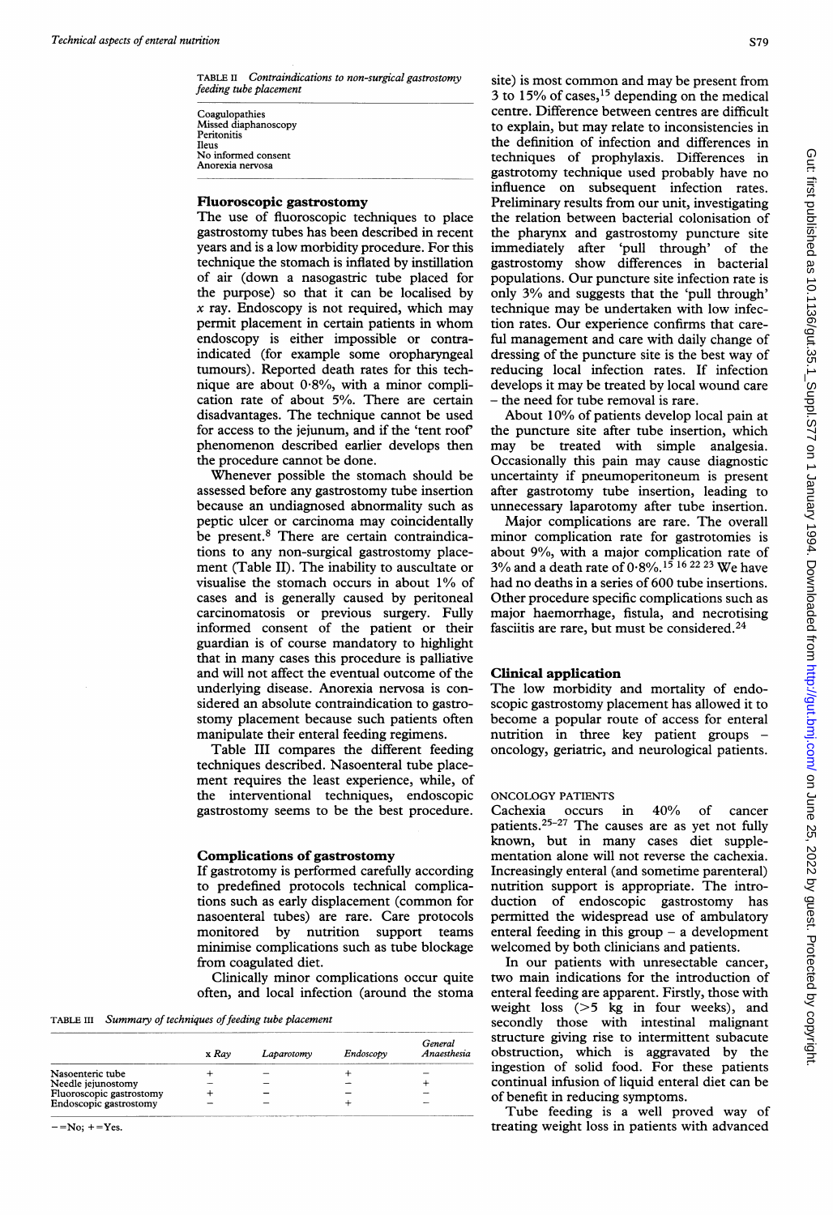TABLE II *Contraindications to non-surgical gastrostomy feeding tube placement*

| |
|---|
| Coagulopathies |
| Missed diaphanoscopy |
| Peritonitis |
| Ileus |
| No informed consent |
| Anorexia nervosa |

## Fluoroscopic gastrostomy

The use of fluoroscopic techniques to place gastrostomy tubes has been described in recent years and is a low morbidity procedure. For this technique the stomach is inflated by instillation of air (down a nasogastric tube placed for the purpose) so that it can be localised by *x* ray. Endoscopy is not required, which may permit placement in certain patients in whom endoscopy is either impossible or contraindicated (for example some oropharyngeal tumours). Reported death rates for this technique are about 0·8%, with a minor complication rate of about 5%. There are certain disadvantages. The technique cannot be used for access to the jejunum, and if the 'tent roof' phenomenon described earlier develops then the procedure cannot be done.

Whenever possible the stomach should be assessed before any gastrostomy tube insertion because an undiagnosed abnormality such as peptic ulcer or carcinoma may coincidentally be present.[8] There are certain contraindications to any non-surgical gastrostomy placement (Table II). The inability to auscultate or visualise the stomach occurs in about 1% of cases and is generally caused by peritoneal carcinomatosis or previous surgery. Fully informed consent of the patient or their guardian is of course mandatory to highlight that in many cases this procedure is palliative and will not affect the eventual outcome of the underlying disease. Anorexia nervosa is considered an absolute contraindication to gastrostomy placement because such patients often manipulate their enteral feeding regimens.

Table III compares the different feeding techniques described. Nasoenteral tube placement requires the least experience, while, of the interventional techniques, endoscopic gastrostomy seems to be the best procedure.

## Complications of gastrostomy

If gastrostomy is performed carefully according to predefined protocols technical complications such as early displacement (common for nasoenteral tubes) are rare. Care protocols monitored by nutrition support teams minimise complications such as tube blockage from coagulated diet.

Clinically minor complications occur quite often, and local infection (around the stoma site) is most common and may be present from 3 to 15% of cases,[15] depending on the medical centre. Difference between centres are difficult to explain, but may relate to inconsistencies in the definition of infection and differences in techniques of prophylaxis. Differences in gastrotomy technique used probably have no influence on subsequent infection rates. Preliminary results from our unit, investigating the relation between bacterial colonisation of the pharynx and gastrostomy puncture site immediately after 'pull through' of the gastrostomy show differences in bacterial populations. Our puncture site infection rate is only 3% and suggests that the 'pull through' technique may be undertaken with low infection rates. Our experience confirms that careful management and care with daily change of dressing of the puncture site is the best way of reducing local infection rates. If infection develops it may be treated by local wound care – the need for tube removal is rare.

About 10% of patients develop local pain at the puncture site after tube insertion, which may be treated with simple analgesia. Occasionally this pain may cause diagnostic uncertainty if pneumoperitoneum is present after gastrostomy tube insertion, leading to unnecessary laparotomy after tube insertion.

Major complications are rare. The overall minor complication rate for gastrotomies is about 9%, with a major complication rate of 3% and a death rate of 0·8%.[15 16 22 23] We have had no deaths in a series of 600 tube insertions. Other procedure specific complications such as major haemorrhage, fistula, and necrotising fasciitis are rare, but must be considered.[24]

TABLE III *Summary of techniques of feeding tube placement*

| | *x Ray* | *Laparotomy* | *Endoscopy* | *General Anaesthesia* |
|---|---|---|---|---|
| Nasoenteric tube | + | – | + | – |
| Needle jejunostomy | – | – | – | + |
| Fluoroscopic gastrostomy | + | – | – | – |
| Endoscopic gastrostomy | – | – | + | – |

– =No; + =Yes.

## Clinical application

The low morbidity and mortality of endoscopic gastrostomy placement has allowed it to become a popular route of access for enteral nutrition in three key patient groups – oncology, geriatric, and neurological patients.

### ONCOLOGY PATIENTS

Cachexia occurs in 40% of cancer patients.[25–27] The causes are as yet not fully known, but in many cases diet supplementation alone will not reverse the cachexia. Increasingly enteral (and sometime parenteral) nutrition support is appropriate. The introduction of endoscopic gastrostomy has permitted the widespread use of ambulatory enteral feeding in this group – a development welcomed by both clinicians and patients.

In our patients with unresectable cancer, two main indications for the introduction of enteral feeding are apparent. Firstly, those with weight loss (>5 kg in four weeks), and secondly those with intestinal malignant structure giving rise to intermittent subacute obstruction, which is aggravated by the ingestion of solid food. For these patients continual infusion of liquid enteral diet can be of benefit in reducing symptoms.

Tube feeding is a well proved way of treating weight loss in patients with advanced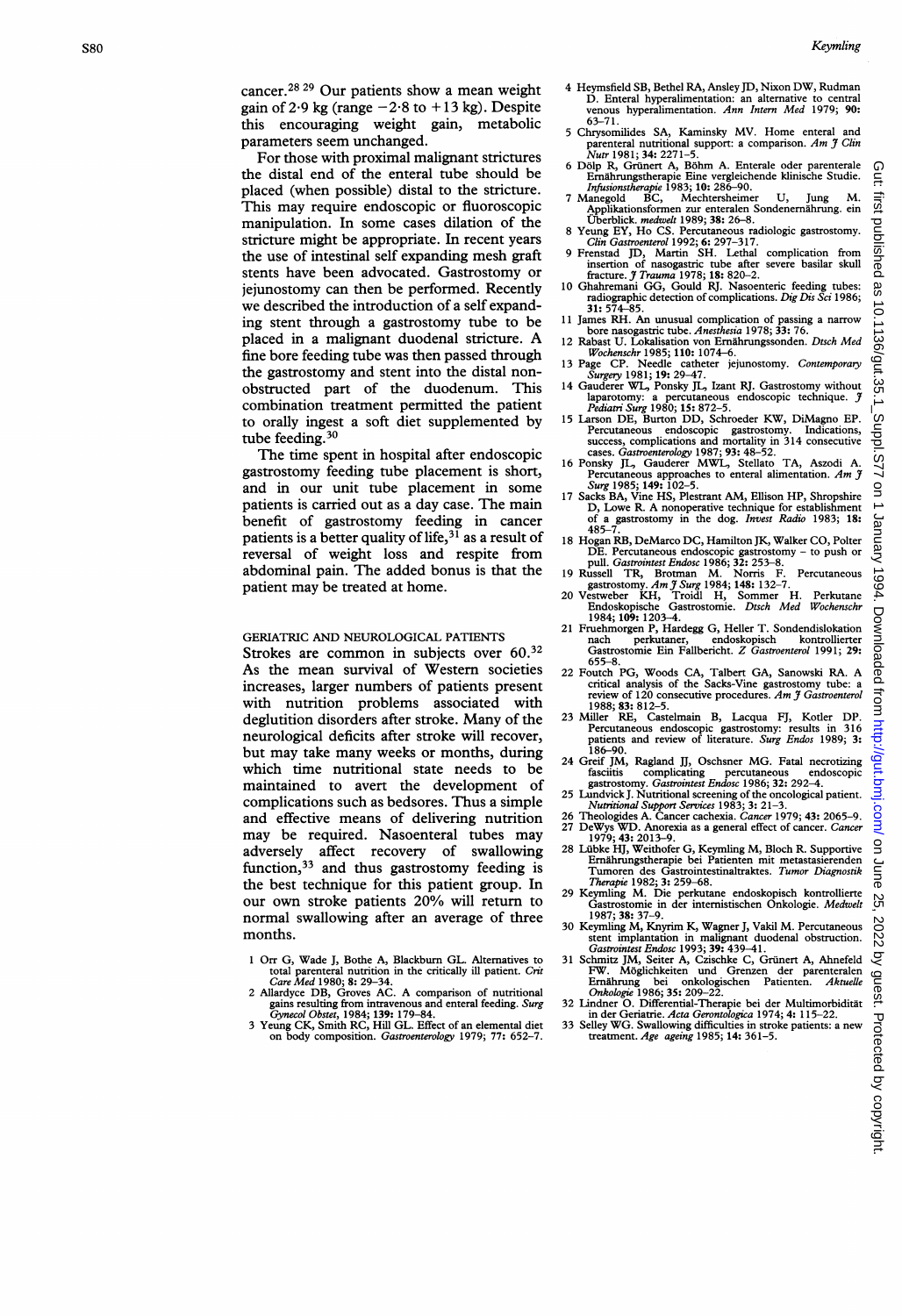cancer.[28 29] Our patients show a mean weight gain of 2·9 kg (range −2·8 to +13 kg). Despite this encouraging weight gain, metabolic parameters seem unchanged.

For those with proximal malignant strictures the distal end of the enteral tube should be placed (when possible) distal to the stricture. This may require endoscopic or fluoroscopic manipulation. In some cases dilation of the stricture might be appropriate. In recent years the use of intestinal self expanding mesh graft stents have been advocated. Gastrostomy or jejunostomy can then be performed. Recently we described the introduction of a self expanding stent through a gastrostomy tube to be placed in a malignant duodenal stricture. A fine bore feeding tube was then passed through the gastrostomy and stent into the distal non-obstructed part of the duodenum. This combination treatment permitted the patient to orally ingest a soft diet supplemented by tube feeding.[30]

The time spent in hospital after endoscopic gastrostomy feeding tube placement is short, and in our unit tube placement in some patients is carried out as a day case. The main benefit of gastrostomy feeding in cancer patients is a better quality of life,[31] as a result of reversal of weight loss and respite from abdominal pain. The added bonus is that the patient may be treated at home.

## GERIATRIC AND NEUROLOGICAL PATIENTS

Strokes are common in subjects over 60.[32] As the mean survival of Western societies increases, larger numbers of patients present with nutrition problems associated with deglution disorders after stroke. Many of the neurological deficits after stroke will recover, but may take many weeks or months, during which time nutritional state needs to be maintained to avert the development of complications such as bedsores. Thus a simple and effective means of delivering nutrition may be required. Nasoenteral tubes may adversely affect recovery of swallowing function,[33] and thus gastrostomy feeding is the best technique for this patient group. In our own stroke patients 20% will return to normal swallowing after an average of three months.

1 Orr G, Wade J, Bothe A, Blackburn GL. Alternatives to total parenteral nutrition in the critically ill patient. *Crit Care Med* 1980; **8:** 29–34.
2 Allardyce DB, Groves AC. A comparison of nutritional gains resulting from intravenous and enteral feeding. *Surg Gynecol Obstet*, 1984; **139:** 179–84.
3 Yeung CK, Smith RC, Hill GL. Effect of an elemental diet on body composition. *Gastroenterology* 1979; **77:** 652–7.
4 Heymsfield SB, Bethel RA, Ansley JD, Nixon DW, Rudman D. Enteral hyperalimentation: an alternative to central venous hyperalimentation. *Ann Intern Med* 1979; **90:** 63–71.
5 Chrysomilides SA, Kaminsky MV. Home enteral and parenteral nutritional support: a comparison. *Am J Clin Nutr* 1981; **34:** 2271–5.
6 Dölp R, Grünert A, Böhm A. Enterale oder parenterale Ernährungstherapie Eine vergleichende klinische Studie. *Infusionstherapie* 1983; **10:** 286–90.
7 Manegold BC, Mechtersheimer U, Jung M. Applikationsformen zur enteralen Sondenernährung. ein Überblick. *medwelt* 1989; **38:** 26–8.
8 Yeung EY, Ho CS. Percutaneous radiologic gastrostomy. *Clin Gastroenterol* 1992; **6:** 297–317.
9 Frenstad JD, Martin SH. Lethal complication from insertion of nasogastric tube after severe basilar skull fracture. *J Trauma* 1978; **18:** 820–2.
10 Ghahremani GG, Gould RJ. Nasoenteric feeding tubes: radiographic detection of complications. *Dig Dis Sci* 1986; **31:** 574–85.
11 James RH. An unusual complication of passing a narrow bore nasogastric tube. *Anesthesia* 1978; **33:** 76.
12 Rabast U. Lokalisation von Ernährungssonden. *Dtsch Med Wochenschr* 1985; **110:** 1074–6.
13 Page CP. Needle catheter jejunostomy. *Contemporary Surgery* 1981; **19:** 29–47.
14 Gauderer WL, Ponsky JL, Izant RJ. Gastrostomy without laparotomy: a percutaneous endoscopic technique. *J Pediatr Surg* 1980; **15:** 872–5.
15 Larson DE, Burton DD, Schroeder KW, DiMagno EP. Percutaneous endoscopic gastrostomy. Indications, success, complications and mortality in 314 consecutive cases. *Gastroenterology* 1987; **93:** 48–52.
16 Ponsky JL, Gauderer MWL, Stellato TA, Aszodi A. Percutaneous approaches to enteral alimentation. *Am J Surg* 1985; **149:** 102–5.
17 Sacks BA, Vine HS, Plestrant AM, Ellison HP, Shropshire D, Lowe R. A nonoperative technique for establishment of a gastrostomy in the dog. *Invest Radio* 1983; **18:** 485–7.
18 Hogan RB, DeMarco DC, Hamilton JK, Walker CO, Polter DE. Percutaneous endoscopic gastrostomy – to push or pull. *Gastrointest Endosc* 1986; **32:** 253–8.
19 Russell TR, Brotman M. Norris F. Percutaneous gastrostomy. *Am J Surg* 1984; **148:** 132–7.
20 Vestweber KH, Troidl H, Sommer H. Perkutane Endoskopische Gastrostomie. *Dtsch Med Wochenschr* 1984; **109:** 1203–4.
21 Fruehmorgen P, Hardegg G, Heller T. Sondendislokation nach perkutaner, endoskopisch kontrollierter Gastrostomie Ein Fallbericht. *Z Gastroenterol* 1991; **29:** 655–8.
22 Foutch PG, Woods CA, Talbert GA, Sanowski RA. A critical analysis of the Sacks-Vine gastrostomy tube: a review of 120 consecutive procedures. *Am J Gastroenterol* 1988; **83:** 812–5.
23 Miller RE, Castelmain B, Lacqua FJ, Kotler DP. Percutaneous endoscopic gastrostomy: results in 316 patients and review of literature. *Surg Endos* 1989; **3:** 186–90.
24 Greif JM, Ragland JJ, Oschsner MG. Fatal necrotizing fasciitis complicating percutaneous endoscopic gastrostomy. *Gastrointest Endosc* 1986; **32:** 292–4.
25 Lundvick J. Nutritional screening of the oncological patient. *Nutritional Support Services* 1983; **3:** 21–3.
26 Theologides A. Cancer cachexia. *Cancer* 1979; **43:** 2065–9.
27 DeWys WD. Anorexia as a general effect of cancer. *Cancer* 1979; **43:** 2013–9.
28 Lübke HJ, Weithofer G, Keymling M, Bloch R. Supportive Ernährungstherapie bei Patienten mit metastasierenden Tumoren des Gastrointestinaltraktes. *Tumor Diagnostik Therapie* 1982; **3:** 259–68.
29 Keymling M. Die perkutane endoskopisch kontrollierte Gastrostomie in der internistischen Onkologie. *Medwelt* 1987; **38:** 37–9.
30 Keymling M, Knyrim K, Wagner J, Vakil M. Percutaneous stent implantation in malignant duodenal obstruction. *Gastrointest Endosc* 1993; **39:** 439–41.
31 Schmitz JM, Seiter A, Czischke C, Grünert A, Ahnefeld FW. Möglichkeiten und Grenzen der parenteralen Ernährung bei onkologischen Patienten. *Aktuelle Onkologie* 1986; **35:** 209–22.
32 Lindner O. Differential-Therapie bei der Multimorbidität in der Geriatrie. *Acta Gerontologica* 1974; **4:** 115–22.
33 Selley WG. Swallowing difficulties in stroke patients: a new treatment. *Age ageing* 1985; **14:** 361–5.